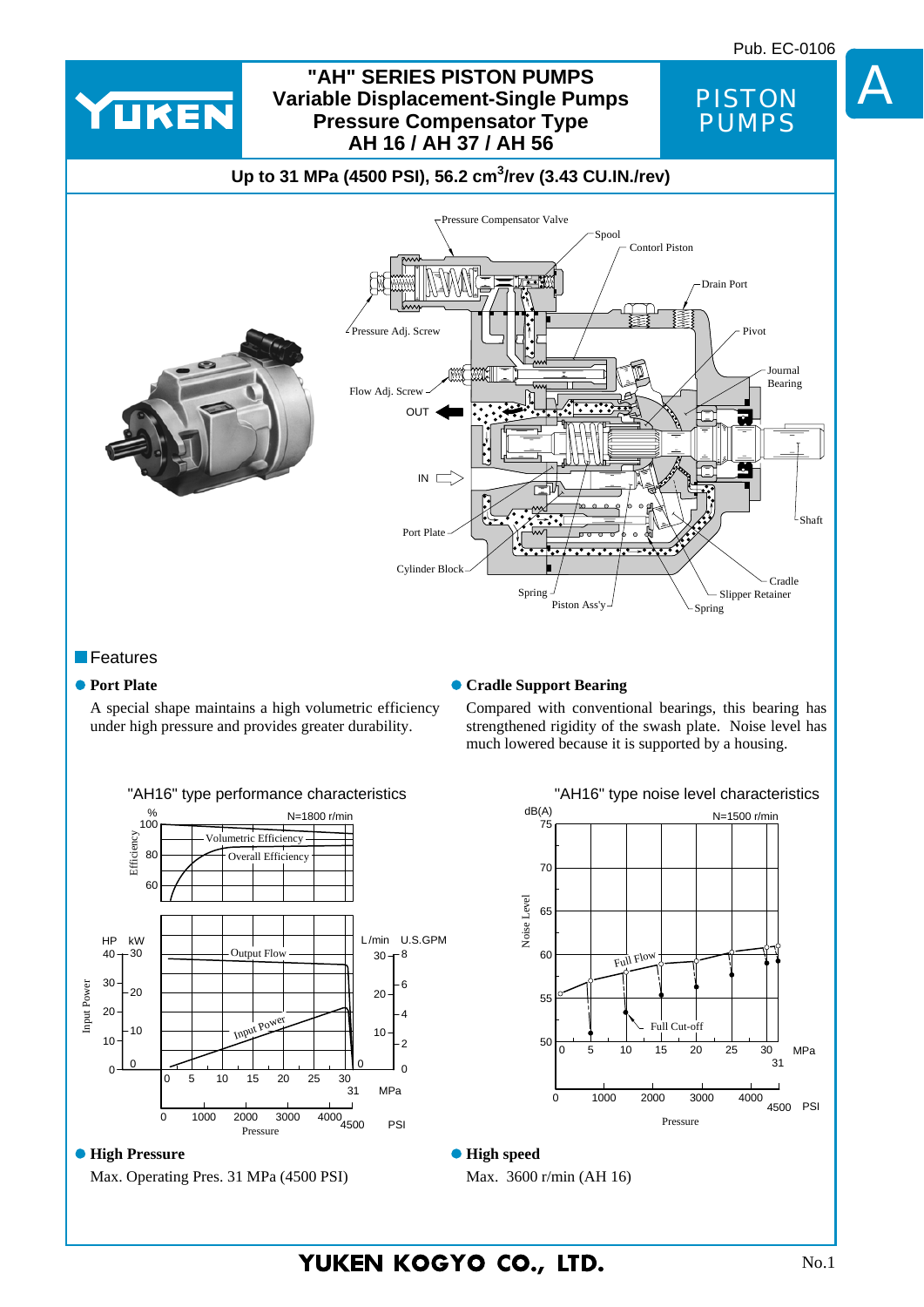# "AH" SERIES PISTON PUMPS
## Variable Displacement-Single Pumps Pressure Compensator Type AH 16 / AH 37 / AH 56

PISTON PUMPS

**Up to 31 MPa (4500 PSI), 56.2 cm³/rev (3.43 CU.IN./rev)**

Pressure Compensator Valve, Spool, Contorl Piston, Drain Port, Pressure Adj. Screw, Pivot, Journal Bearing, Flow Adj. Screw, OUT, IN, Shaft, Port Plate, Cylinder Block, Cradle, Spring, Slipper Retainer, Piston Ass'y, Spring

## Features

### ● Port Plate
A special shape maintains a high volumetric efficiency under high pressure and provides greater durability.

### ● Cradle Support Bearing
Compared with conventional bearings, this bearing has strengthened rigidity of the swash plate. Noise level has much lowered because it is supported by a housing.

"AH16" type performance characteristics

"AH16" type noise level characteristics

### ● High Pressure
Max. Operating Pres. 31 MPa (4500 PSI)

### ● High speed
Max. 3600 r/min (AH 16)

YUKEN KOGYO CO., LTD.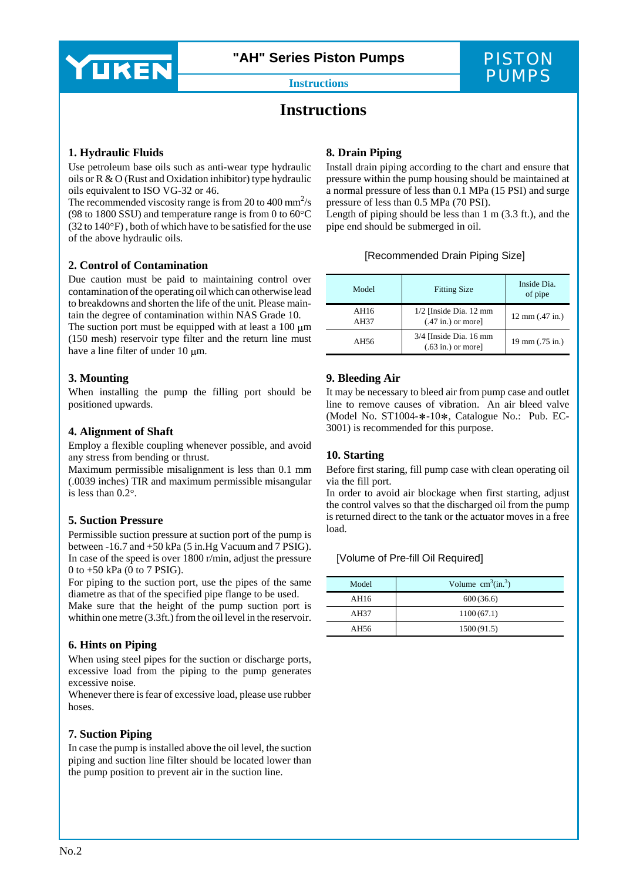# Instructions

## 1. Hydraulic Fluids

Use petroleum base oils such as anti-wear type hydraulic oils or R & O (Rust and Oxidation inhibitor) type hydraulic oils equivalent to ISO VG-32 or 46.
The recommended viscosity range is from 20 to 400 $mm^2/s$ (98 to 1800 SSU) and temperature range is from 0 to 60°C (32 to 140°F), both of which have to be satisfied for the use of the above hydraulic oils.

## 2. Control of Contamination

Due caution must be paid to maintaining control over contamination of the operating oil which can otherwise lead to breakdowns and shorten the life of the unit. Please maintain the degree of contamination within NAS Grade 10.
The suction port must be equipped with at least a 100 μm (150 mesh) reservoir type filter and the return line must have a line filter of under 10 μm.

## 3. Mounting

When installing the pump the filling port should be positioned upwards.

## 4. Alignment of Shaft

Employ a flexible coupling whenever possible, and avoid any stress from bending or thrust.
Maximum permissible misalignment is less than 0.1 mm (.0039 inches) TIR and maximum permissible misangular is less than 0.2°.

## 5. Suction Pressure

Permissible suction pressure at suction port of the pump is between -16.7 and +50 kPa (5 in.Hg Vacuum and 7 PSIG).
In case of the speed is over 1800 r/min, adjust the pressure 0 to +50 kPa (0 to 7 PSIG).
For piping to the suction port, use the pipes of the same diametre as that of the specified pipe flange to be used.
Make sure that the height of the pump suction port is whithin one metre (3.3ft.) from the oil level in the reservoir.

## 6. Hints on Piping

When using steel pipes for the suction or discharge ports, excessive load from the piping to the pump generates excessive noise.
Whenever there is fear of excessive load, please use rubber hoses.

## 7. Suction Piping

In case the pump is installed above the oil level, the suction piping and suction line filter should be located lower than the pump position to prevent air in the suction line.

## 8. Drain Piping

Install drain piping according to the chart and ensure that pressure within the pump housing should be maintained at a normal pressure of less than 0.1 MPa (15 PSI) and surge pressure of less than 0.5 MPa (70 PSI).
Length of piping should be less than 1 m (3.3 ft.), and the pipe end should be submerged in oil.

[Recommended Drain Piping Size]

| Model | Fitting Size | Inside Dia. of pipe |
|---|---|---|
| AH16<br>AH37 | 1/2 [Inside Dia. 12 mm (.47 in.) or more] | 12 mm (.47 in.) |
| AH56 | 3/4 [Inside Dia. 16 mm (.63 in.) or more] | 19 mm (.75 in.) |

## 9. Bleeding Air

It may be necessary to bleed air from pump case and outlet line to remove causes of vibration. An air bleed valve (Model No. ST1004-∗-10∗, Catalogue No.: Pub. EC-3001) is recommended for this purpose.

## 10. Starting

Before first staring, fill pump case with clean operating oil via the fill port.
In order to avoid air blockage when first starting, adjust the control valves so that the discharged oil from the pump is returned direct to the tank or the actuator moves in a free load.

[Volume of Pre-fill Oil Required]

| Model | Volume $cm^3$($in.^3$) |
|---|---|
| AH16 | 600 (36.6) |
| AH37 | 1100 (67.1) |
| AH56 | 1500 (91.5) |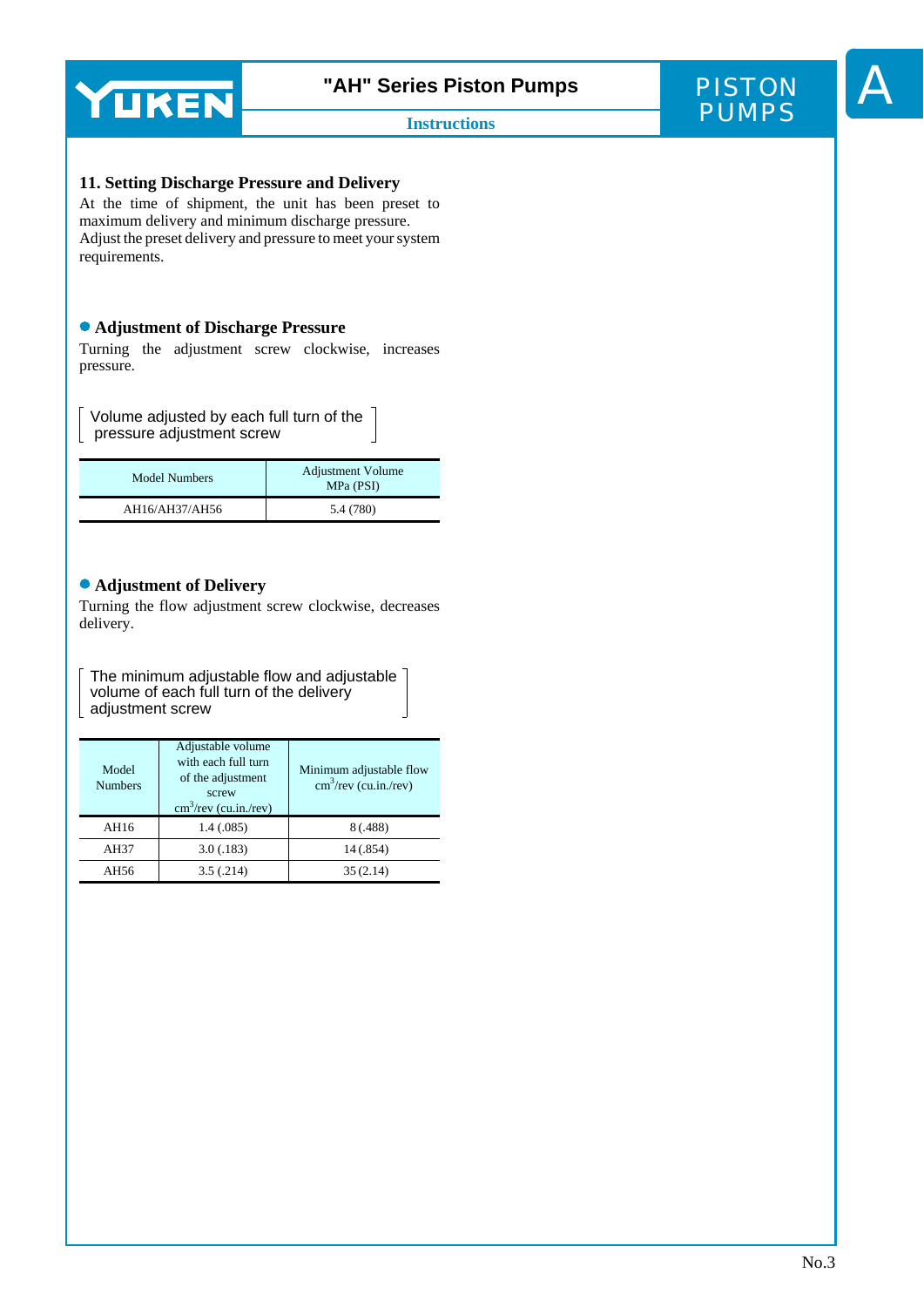## 11. Setting Discharge Pressure and Delivery

At the time of shipment, the unit has been preset to maximum delivery and minimum discharge pressure.
Adjust the preset delivery and pressure to meet your system requirements.

### ● Adjustment of Discharge Pressure

Turning the adjustment screw clockwise, increases pressure.

[ Volume adjusted by each full turn of the pressure adjustment screw ]

| Model Numbers | Adjustment Volume MPa (PSI) |
|---|---|
| AH16/AH37/AH56 | 5.4 (780) |

### ● Adjustment of Delivery

Turning the flow adjustment screw clockwise, decreases delivery.

[ The minimum adjustable flow and adjustable volume of each full turn of the delivery adjustment screw ]

| Model Numbers | Adjustable volume with each full turn of the adjustment screw $cm^3$/rev (cu.in./rev) | Minimum adjustable flow $cm^3$/rev (cu.in./rev) |
|---|---|---|
| AH16 | 1.4 (.085) | 8 (.488) |
| AH37 | 3.0 (.183) | 14 (.854) |
| AH56 | 3.5 (.214) | 35 (2.14) |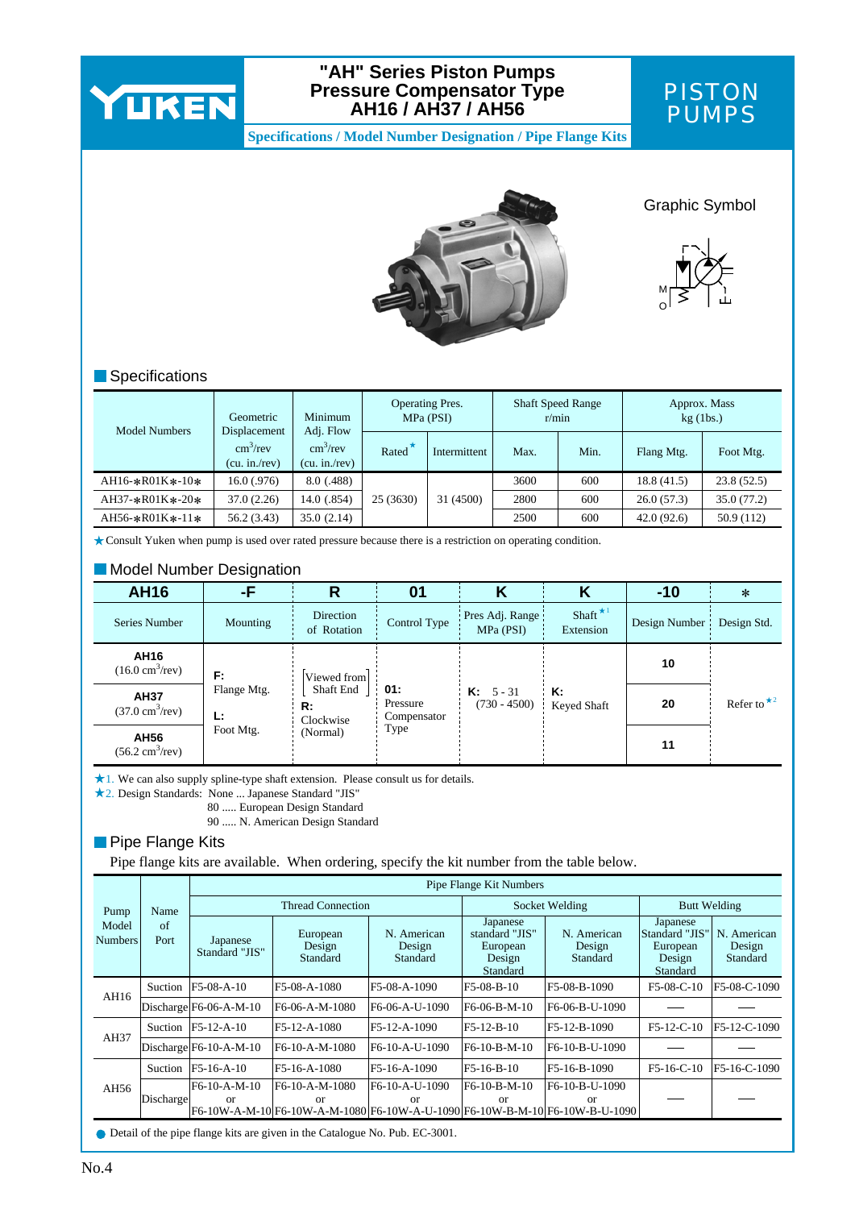# "AH" Series Piston Pumps Pressure Compensator Type AH16 / AH37 / AH56

**Specifications / Model Number Designation / Pipe Flange Kits**

PISTON PUMPS

Graphic Symbol

## Specifications

| Model Numbers | Geometric Displacement cm³/rev (cu. in./rev) | Minimum Adj. Flow cm³/rev (cu. in./rev) | Operating Pres. MPa (PSI) | | Shaft Speed Range r/min | | Approx. Mass kg (1bs.) | |
|---|---|---|---|---|---|---|---|---|
| | | | Rated ★ | Intermittent | Max. | Min. | Flang Mtg. | Foot Mtg. |
| AH16-∗R01K∗-10∗ | 16.0 (.976) | 8.0 (.488) | 25 (3630) | 31 (4500) | 3600 | 600 | 18.8 (41.5) | 23.8 (52.5) |
| AH37-∗R01K∗-20∗ | 37.0 (2.26) | 14.0 (.854) | 25 (3630) | 31 (4500) | 2800 | 600 | 26.0 (57.3) | 35.0 (77.2) |
| AH56-∗R01K∗-11∗ | 56.2 (3.43) | 35.0 (2.14) | 25 (3630) | 31 (4500) | 2500 | 600 | 42.0 (92.6) | 50.9 (112) |

★Consult Yuken when pump is used over rated pressure because there is a restriction on operating condition.

## Model Number Designation

| AH16 | -F | R | 01 | K | K | -10 | ∗ |
|---|---|---|---|---|---|---|---|
| Series Number | Mounting | Direction of Rotation | Control Type | Pres Adj. Range MPa (PSI) | Shaft ★1 Extension | Design Number | Design Std. |
| **AH16** (16.0 cm³/rev) | **F:** Flange Mtg. **L:** Foot Mtg. | [Viewed from Shaft End] **R:** Clockwise (Normal) | **01:** Pressure Compensator Type | **K:** 5 - 31 (730 - 4500) | **K:** Keyed Shaft | **10** | Refer to ★2 |
| **AH37** (37.0 cm³/rev) | | | | | | **20** | |
| **AH56** (56.2 cm³/rev) | | | | | | **11** | |

★1. We can also supply spline-type shaft extension. Please consult us for details.
★2. Design Standards: None ... Japanese Standard "JIS"
80 ..... European Design Standard
90 ..... N. American Design Standard

## Pipe Flange Kits

Pipe flange kits are available. When ordering, specify the kit number from the table below.

| Pump Model Numbers | Name of Port | Pipe Flange Kit Numbers | | | | | | |
|---|---|---|---|---|---|---|---|---|
| | | Thread Connection | | | Socket Welding | | Butt Welding | |
| | | Japanese Standard "JIS" | European Design Standard | N. American Design Standard | Japanese standard "JIS" European Design Standard | N. American Design Standard | Japanese Standard "JIS" European Design Standard | N. American Design Standard |
| AH16 | Suction | F5-08-A-10 | F5-08-A-1080 | F5-08-A-1090 | F5-08-B-10 | F5-08-B-1090 | F5-08-C-10 | F5-08-C-1090 |
| | Discharge | F6-06-A-M-10 | F6-06-A-M-1080 | F6-06-A-U-1090 | F6-06-B-M-10 | F6-06-B-U-1090 | — | — |
| AH37 | Suction | F5-12-A-10 | F5-12-A-1080 | F5-12-A-1090 | F5-12-B-10 | F5-12-B-1090 | F5-12-C-10 | F5-12-C-1090 |
| | Discharge | F6-10-A-M-10 | F6-10-A-M-1080 | F6-10-A-U-1090 | F6-10-B-M-10 | F6-10-B-U-1090 | — | — |
| AH56 | Suction | F5-16-A-10 | F5-16-A-1080 | F5-16-A-1090 | F5-16-B-10 | F5-16-B-1090 | F5-16-C-10 | F5-16-C-1090 |
| | Discharge | F6-10-A-M-10 or F6-10W-A-M-10 | F6-10-A-M-1080 or F6-10W-A-M-1080 | F6-10-A-U-1090 or F6-10W-A-U-1090 | F6-10-B-M-10 or F6-10W-B-M-10 | F6-10-B-U-1090 or F6-10W-B-U-1090 | — | — |

● Detail of the pipe flange kits are given in the Catalogue No. Pub. EC-3001.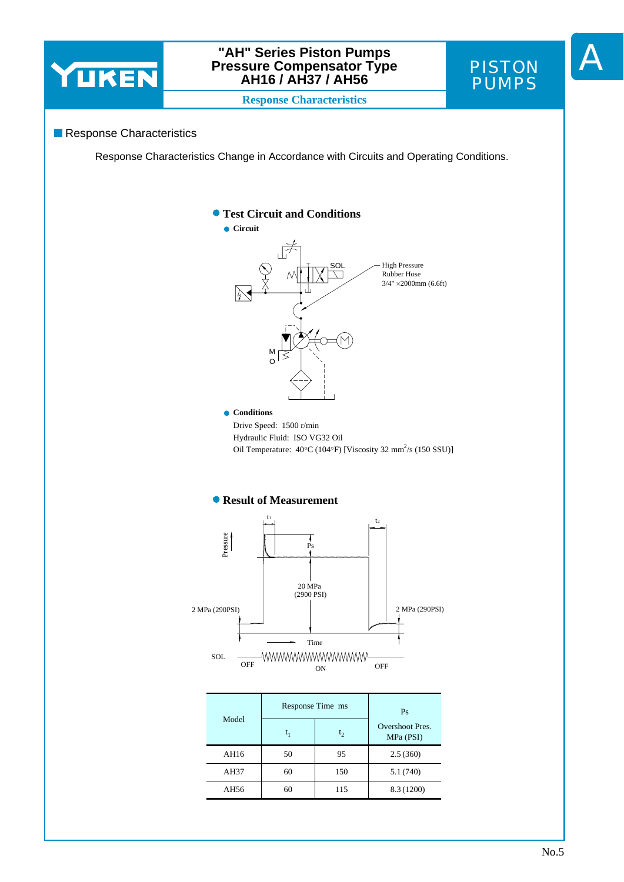## Response Characteristics

Response Characteristics Change in Accordance with Circuits and Operating Conditions.

### Test Circuit and Conditions

**Circuit**

SOL

High Pressure Rubber Hose 3/4" ×2000mm (6.6ft)

**Conditions**

Drive Speed: 1500 r/min
Hydraulic Fluid: ISO VG32 Oil
Oil Temperature: 40°C (104°F) [Viscosity 32 $mm^2/s$ (150 SSU)]

### Result of Measurement

| Model | Response Time ms | | Ps Overshoot Pres. MPa (PSI) |
|---|---|---|---|
| | $t_1$ | $t_2$ | |
| AH16 | 50 | 95 | 2.5 (360) |
| AH37 | 60 | 150 | 5.1 (740) |
| AH56 | 60 | 115 | 8.3 (1200) |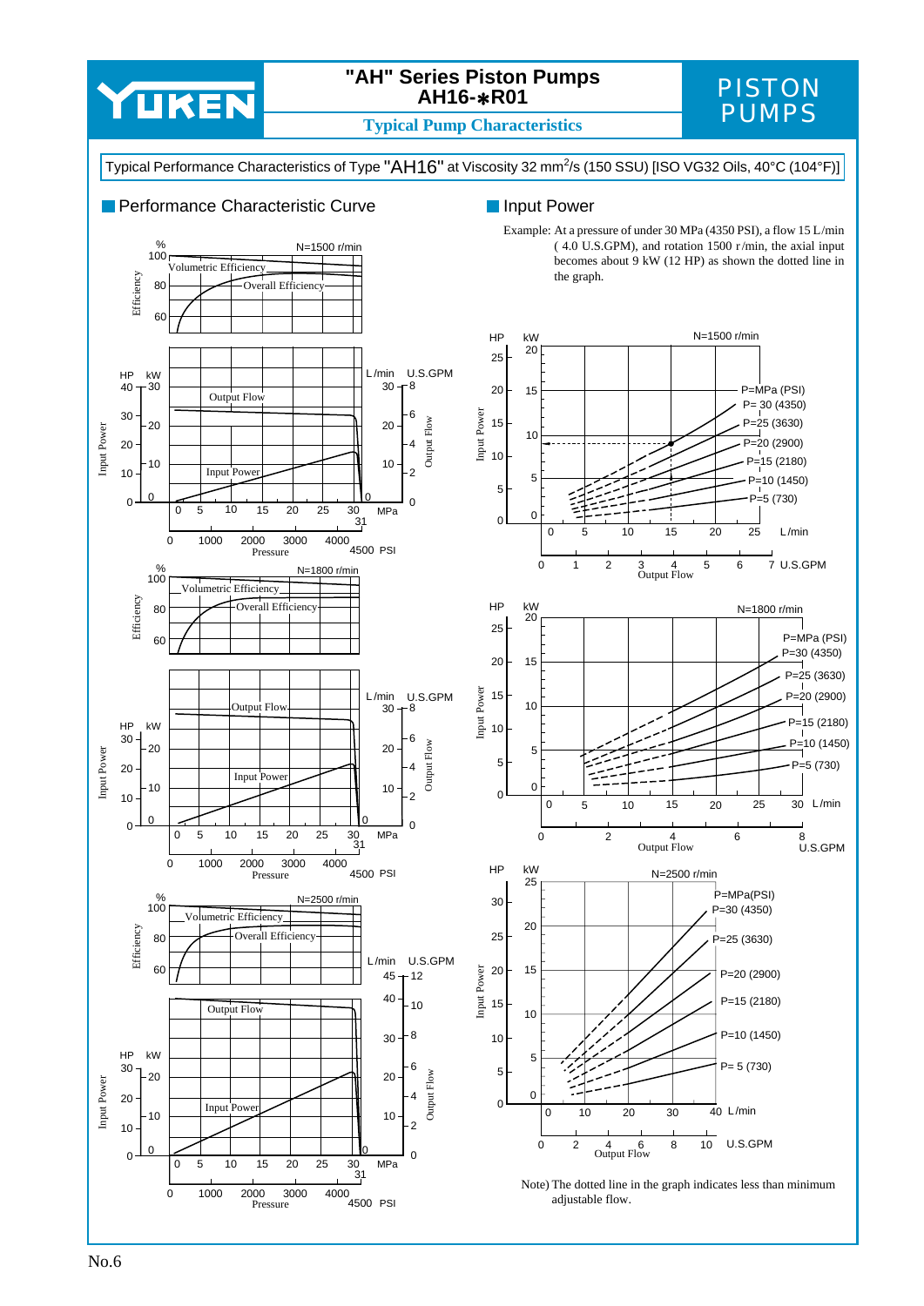# "AH" Series Piston Pumps AH16-∗R01

## Typical Pump Characteristics

PISTON PUMPS

Typical Performance Characteristics of Type "AH16" at Viscosity 32 $mm^2/s$ (150 SSU) [ISO VG32 Oils, 40°C (104°F)]

## Performance Characteristic Curve

## Input Power

Example: At a pressure of under 30 MPa (4350 PSI), a flow 15 L/min (4.0 U.S.GPM), and rotation 1500 r/min, the axial input becomes about 9 kW (12 HP) as shown the dotted line in the graph.

Note) The dotted line in the graph indicates less than minimum adjustable flow.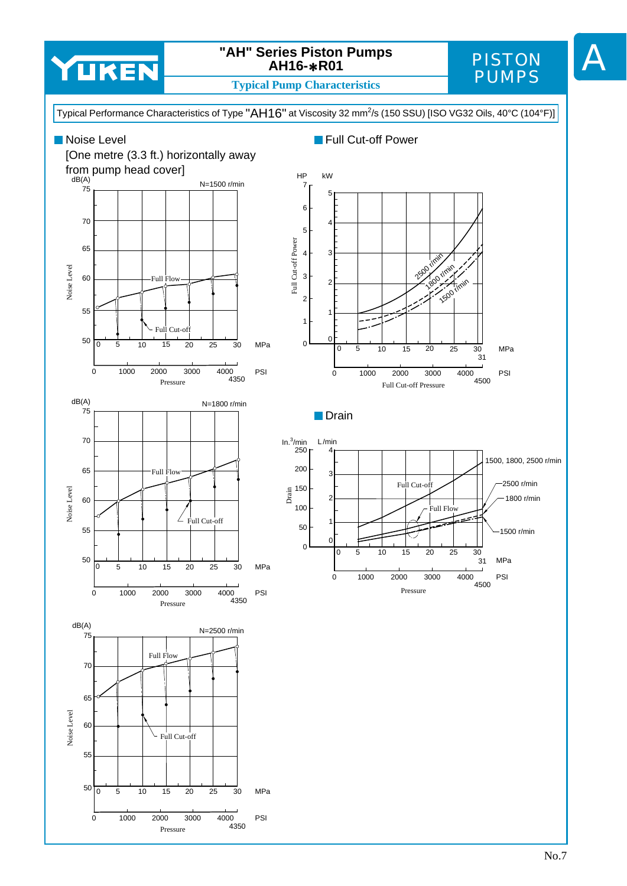# "AH" Series Piston Pumps AH16-∗R01

## Typical Pump Characteristics

PISTON PUMPS

Typical Performance Characteristics of Type "AH16" at Viscosity 32 $mm^2/s$ (150 SSU) [ISO VG32 Oils, 40°C (104°F)]

## Noise Level

[One metre (3.3 ft.) horizontally away from pump head cover]

N=1500 r/min

N=1800 r/min

N=2500 r/min

## Full Cut-off Power

## Drain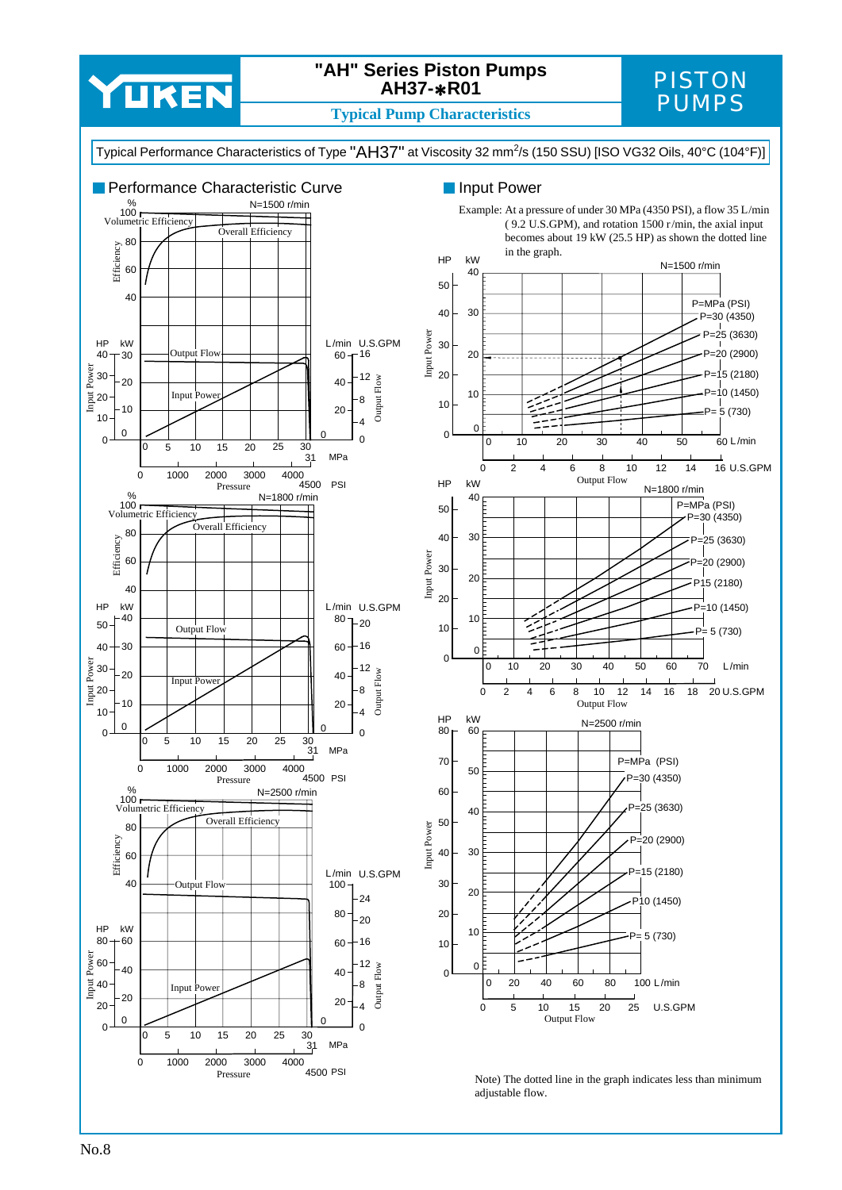# "AH" Series Piston Pumps AH37-∗R01

## Typical Pump Characteristics

PISTON PUMPS

Typical Performance Characteristics of Type "AH37" at Viscosity 32 $mm^2/s$ (150 SSU) [ISO VG32 Oils, 40°C (104°F)]

## Performance Characteristic Curve

N=1500 r/min

Volumetric Efficiency / Overall Efficiency / Output Flow / Input Power

Efficiency (%) · Input Power (HP, kW) · Output Flow (L/min, U.S.GPM) · Pressure (MPa, PSI)

N=1800 r/min

N=2500 r/min

## Input Power

Example: At a pressure of under 30 MPa (4350 PSI), a flow 35 L/min (9.2 U.S.GPM), and rotation 1500 r/min, the axial input becomes about 19 kW (25.5 HP) as shown the dotted line in the graph.

N=1500 r/min: P=MPa (PSI) — P=30 (4350), P=25 (3630), P=20 (2900), P=15 (2180), P=10 (1450), P= 5 (730)

N=1800 r/min: P=MPa (PSI) — P=30 (4350), P=25 (3630), P=20 (2900), P15 (2180), P=10 (1450), P= 5 (730)

N=2500 r/min: P=MPa (PSI) — P=30 (4350), P=25 (3630), P=20 (2900), P=15 (2180), P10 (1450), P= 5 (730)

Input Power (HP, kW) · Output Flow (L/min, U.S.GPM)

Note) The dotted line in the graph indicates less than minimum adjustable flow.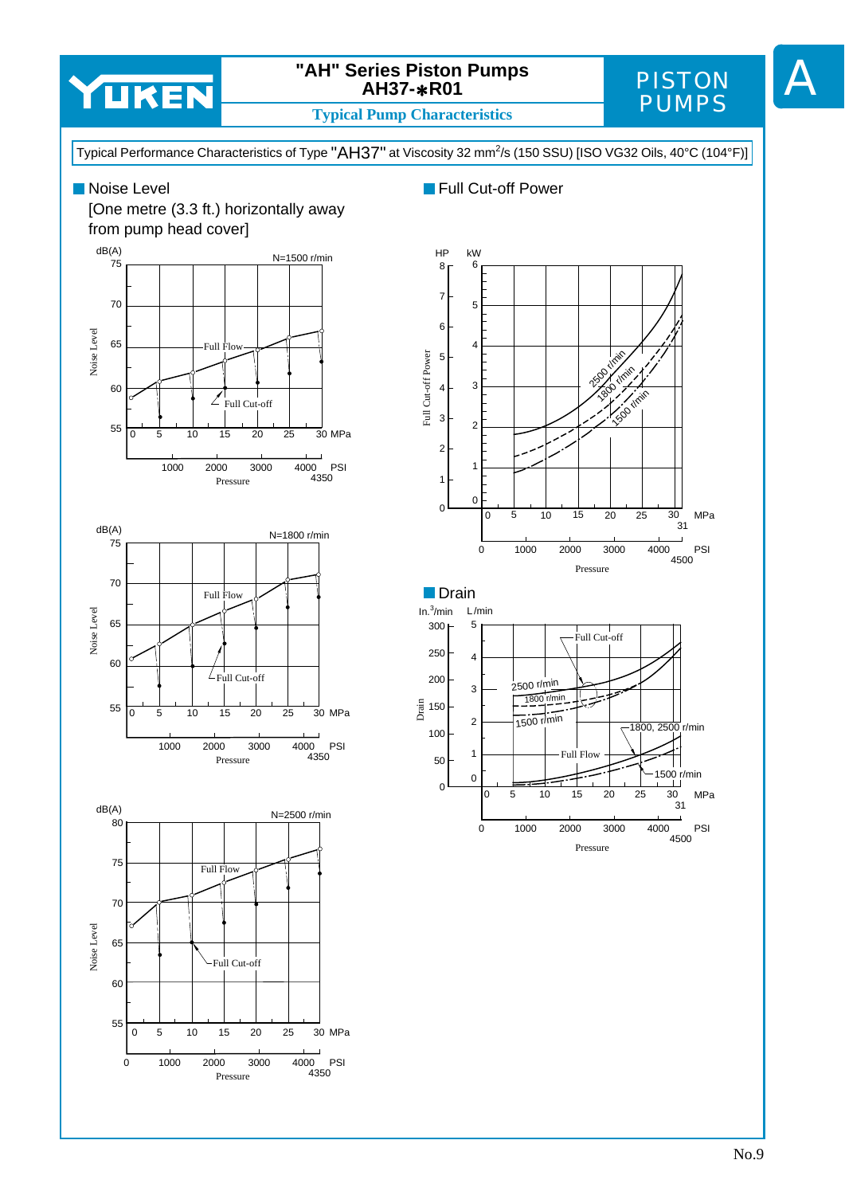## "AH" Series Piston Pumps AH37-∗R01

### Typical Pump Characteristics

PISTON PUMPS

Typical Performance Characteristics of Type "AH37" at Viscosity 32 $mm^2/s$ (150 SSU) [ISO VG32 Oils, 40°C (104°F)]

### Noise Level

[One metre (3.3 ft.) horizontally away from pump head cover]

### Full Cut-off Power

### Drain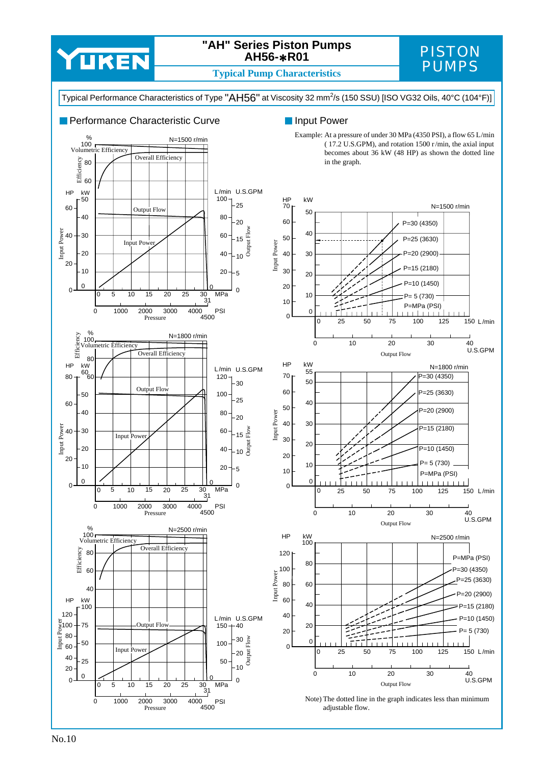# "AH" Series Piston Pumps AH56-*R01

## Typical Pump Characteristics

PISTON PUMPS

Typical Performance Characteristics of Type "AH56" at Viscosity 32 $mm^2/s$ (150 SSU) [ISO VG32 Oils, 40°C (104°F)]

### Performance Characteristic Curve

### Input Power

Example: At a pressure of under 30 MPa (4350 PSI), a flow 65 L/min (17.2 U.S.GPM), and rotation 1500 r/min, the axial input becomes about 36 kW (48 HP) as shown the dotted line in the graph.

Note) The dotted line in the graph indicates less than minimum adjustable flow.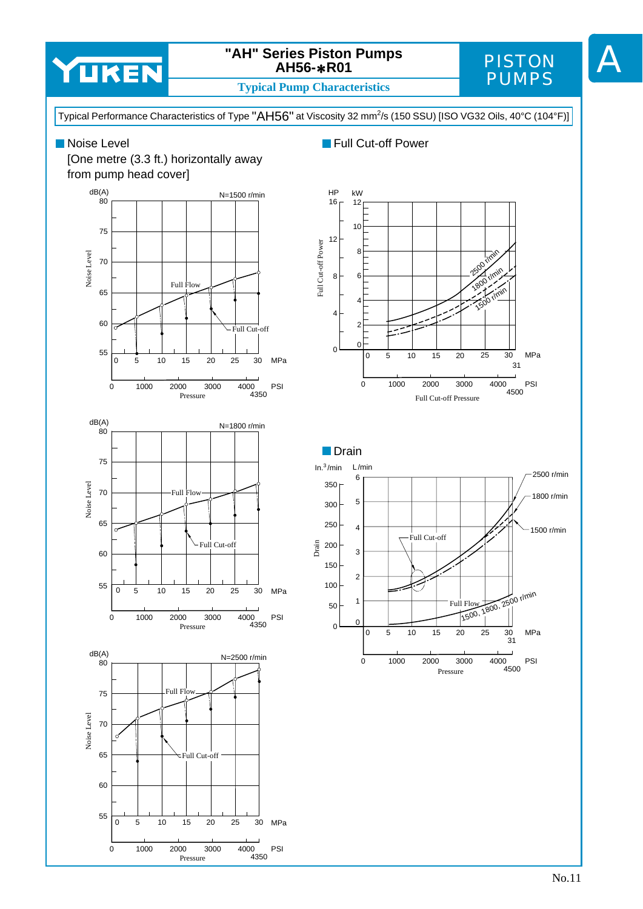# "AH" Series Piston Pumps AH56-∗R01

## Typical Pump Characteristics

Typical Performance Characteristics of Type "AH56" at Viscosity 32 $mm^2/s$ (150 SSU) [ISO VG32 Oils, 40°C (104°F)]

### Noise Level

[One metre (3.3 ft.) horizontally away from pump head cover]

N=1500 r/min

N=1800 r/min

N=2500 r/min

### Full Cut-off Power

### Drain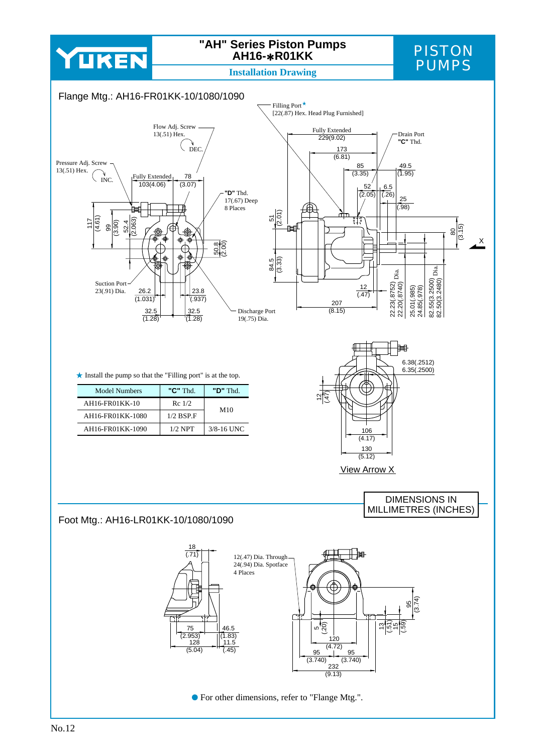# "AH" Series Piston Pumps AH16-∗R01KK

## Installation Drawing

PISTON PUMPS

## Flange Mtg.: AH16-FR01KK-10/1080/1090

Filling Port★
[22(.87) Hex. Head Plug Furnished]

Flow Adj. Screw 13(.51) Hex. DEC.

Pressure Adj. Screw 13(.51) Hex. INC.

Fully Extended 103(4.06) 78 (3.07)

"D" Thd. 17(.67) Deep 8 Places

Fully Extended 229(9.02)

Drain Port "C" Thd.

173 (6.81)

85 (3.35)

49.5 (1.95)

52 (2.05)

6.5 (.26)

25 (.98)

117 (4.61)

99 (3.90)

52.4 (2.063)

50.8 (2.00)

51 (2.01)

84.5 (3.33)

80 (3.15)

X

Suction Port 23(.91) Dia.

26.2 (1.031)

23.8 (.937)

32.5 (1.28)

32.5 (1.28)

Discharge Port 19(.75) Dia.

12 (.47)

207 (8.15)

22.23(.8752) 22.20(.8740) Dia.

25.01(.985) 24.85(.978)

82.55(3.2500) 82.50(3.2480) Dia.

6.38(.2512) 6.35(.2500)

12 (.47)

106 (4.17)

130 (5.12)

View Arrow X

★ Install the pump so that the "Filling port" is at the top.

| Model Numbers | "C" Thd. | "D" Thd. |
|---|---|---|
| AH16-FR01KK-10 | Rc 1/2 | M10 |
| AH16-FR01KK-1080 | 1/2 BSP.F | |
| AH16-FR01KK-1090 | 1/2 NPT | 3/8-16 UNC |

DIMENSIONS IN MILLIMETRES (INCHES)

## Foot Mtg.: AH16-LR01KK-10/1080/1090

18 (.71)

12(.47) Dia. Through 24(.94) Dia. Spotface 4 Places

75 (2.953)

128 (5.04)

46.5 (1.83)

11.5 (.45)

5 (.20)

120 (4.72)

95 (3.740)

95 (3.740)

232 (9.13)

13 (.51)

15 (.59)

95 (3.74)

● For other dimensions, refer to "Flange Mtg.".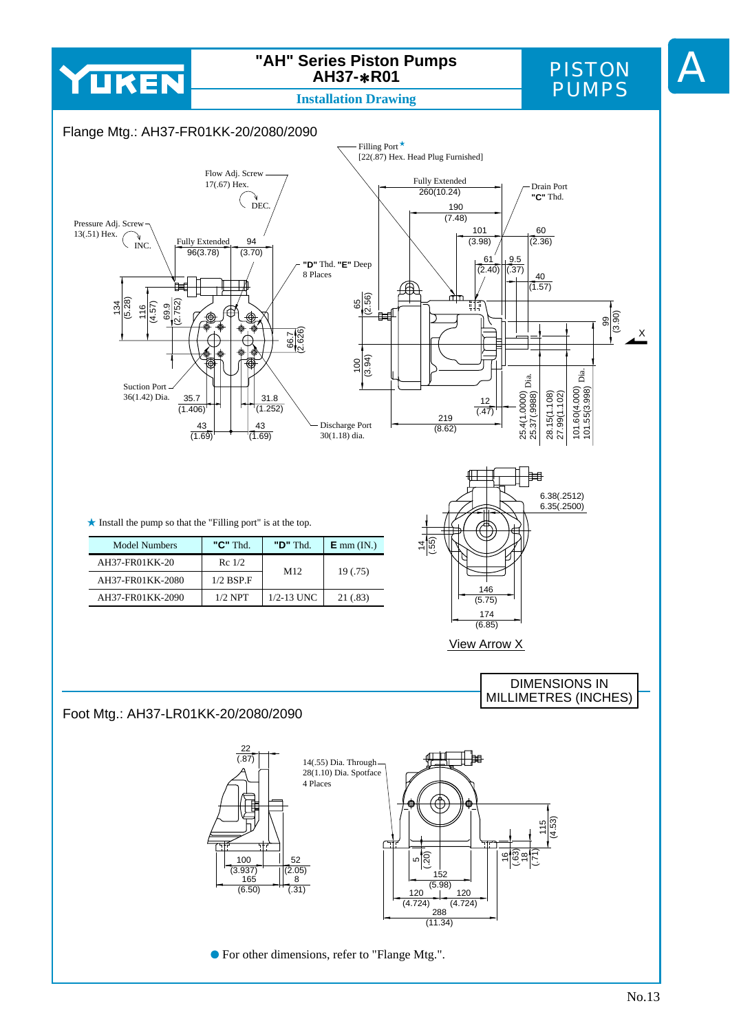# "AH" Series Piston Pumps AH37-✱R01

## Installation Drawing

PISTON PUMPS

## Flange Mtg.: AH37-FR01KK-20/2080/2090

Filling Port ★ [22(.87) Hex. Head Plug Furnished]

Flow Adj. Screw 17(.67) Hex. DEC.

Pressure Adj. Screw 13(.51) Hex. INC.

Fully Extended 96(3.78) 94 (3.70)

"D" Thd. "E" Deep 8 Places

Fully Extended 260(10.24)

Drain Port "C" Thd.

Suction Port 36(1.42) Dia.

Discharge Port 30(1.18) dia.

View Arrow X

★ Install the pump so that the "Filling port" is at the top.

| Model Numbers | "C" Thd. | "D" Thd. | E mm (IN.) |
|---|---|---|---|
| AH37-FR01KK-20 | Rc 1/2 | M12 | 19 (.75) |
| AH37-FR01KK-2080 | 1/2 BSP.F | M12 | 19 (.75) |
| AH37-FR01KK-2090 | 1/2 NPT | 1/2-13 UNC | 21 (.83) |

DIMENSIONS IN MILLIMETRES (INCHES)

## Foot Mtg.: AH37-LR01KK-20/2080/2090

14(.55) Dia. Through 28(1.10) Dia. Spotface 4 Places

● For other dimensions, refer to "Flange Mtg.".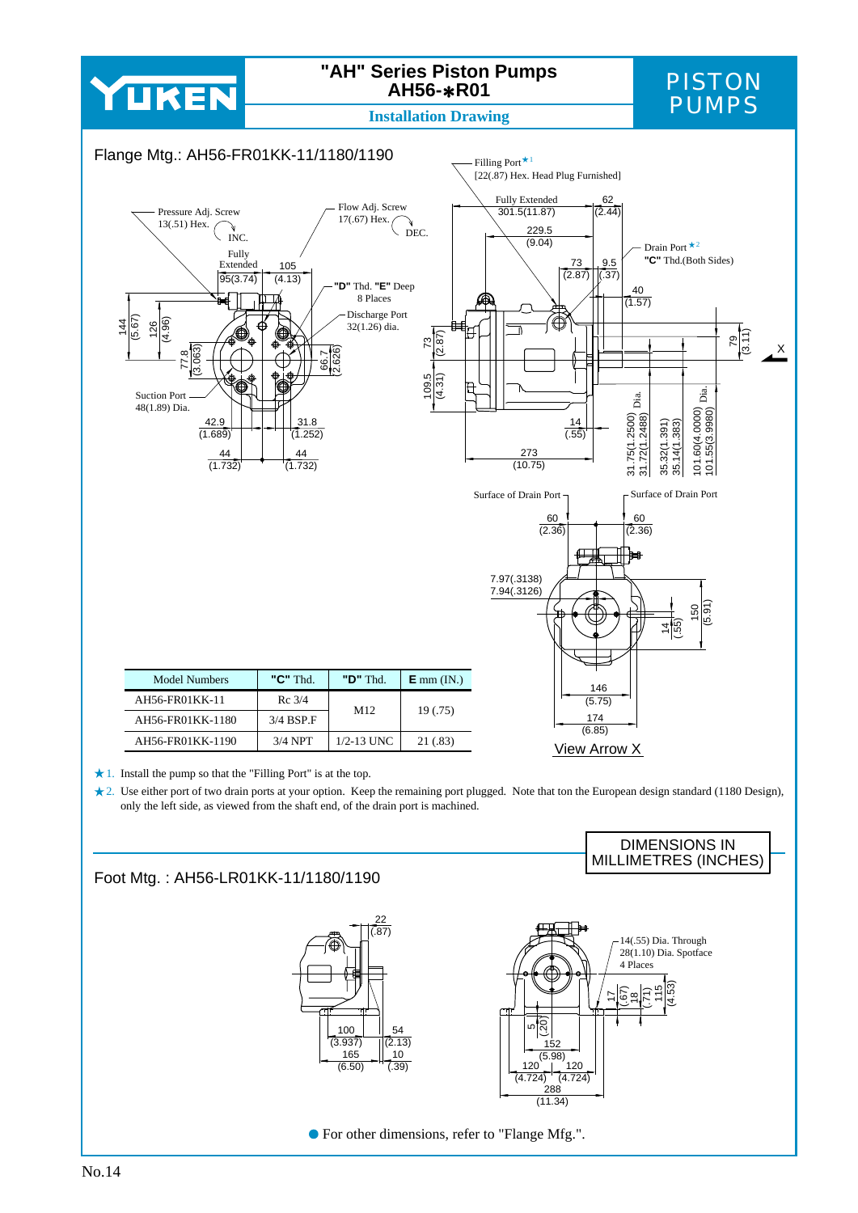# "AH" Series Piston Pumps
## AH56-∗R01

**Installation Drawing**

PISTON PUMPS

### Flange Mtg.: AH56-FR01KK-11/1180/1190

Filling Port★1
[22(.87) Hex. Head Plug Furnished]

Pressure Adj. Screw 13(.51) Hex. INC.

Flow Adj. Screw 17(.67) Hex. DEC.

Fully Extended 95(3.74) 105 (4.13)

"D" Thd. "E" Deep 8 Places

Discharge Port 32(1.26) dia.

Suction Port 48(1.89) Dia.

Fully Extended 301.5(11.87) 62 (2.44)

229.5 (9.04)

73 (2.87) 9.5 (.37)

Drain Port★2 "C" Thd.(Both Sides)

40 (1.57)

144 (5.67) 126 (4.96) 77.8 (3.063) 66.7 (2.626) 73 (2.87) 109.5 (4.31) 79 (3.11)

42.9 (1.689) 31.8 (1.252) 44 (1.732) 44 (1.732)

14 (.55) 273 (10.75)

31.75(1.2500) 31.72(1.2488) Dia. 35.32(1.391) 35.14(1.383) 101.60(4.0000) 101.55(3.9980) Dia.

X

Surface of Drain Port 60 (2.36) Surface of Drain Port 60 (2.36)

7.97(.3138) 7.94(.3126)

14 (.55) 150 (5.91)

146 (5.75) 174 (6.85)

View Arrow X

| Model Numbers | "C" Thd. | "D" Thd. | E mm (IN.) |
|---|---|---|---|
| AH56-FR01KK-11 | Rc 3/4 | M12 | 19 (.75) |
| AH56-FR01KK-1180 | 3/4 BSP.F | M12 | 19 (.75) |
| AH56-FR01KK-1190 | 3/4 NPT | 1/2-13 UNC | 21 (.83) |

★1. Install the pump so that the "Filling Port" is at the top.

★2. Use either port of two drain ports at your option. Keep the remaining port plugged. Note that ton the European design standard (1180 Design), only the left side, as viewed from the shaft end, of the drain port is machined.

DIMENSIONS IN MILLIMETRES (INCHES)

### Foot Mtg. : AH56-LR01KK-11/1180/1190

22 (.87)

100 (3.937) 54 (2.13) 165 (6.50) 10 (.39)

14(.55) Dia. Through 28(1.10) Dia. Spotface 4 Places

17 (.67) 18 (.71) 115 (4.53) 5 (.20)

152 (5.98) 120 (4.724) 120 (4.724) 288 (11.34)

● For other dimensions, refer to "Flange Mfg.".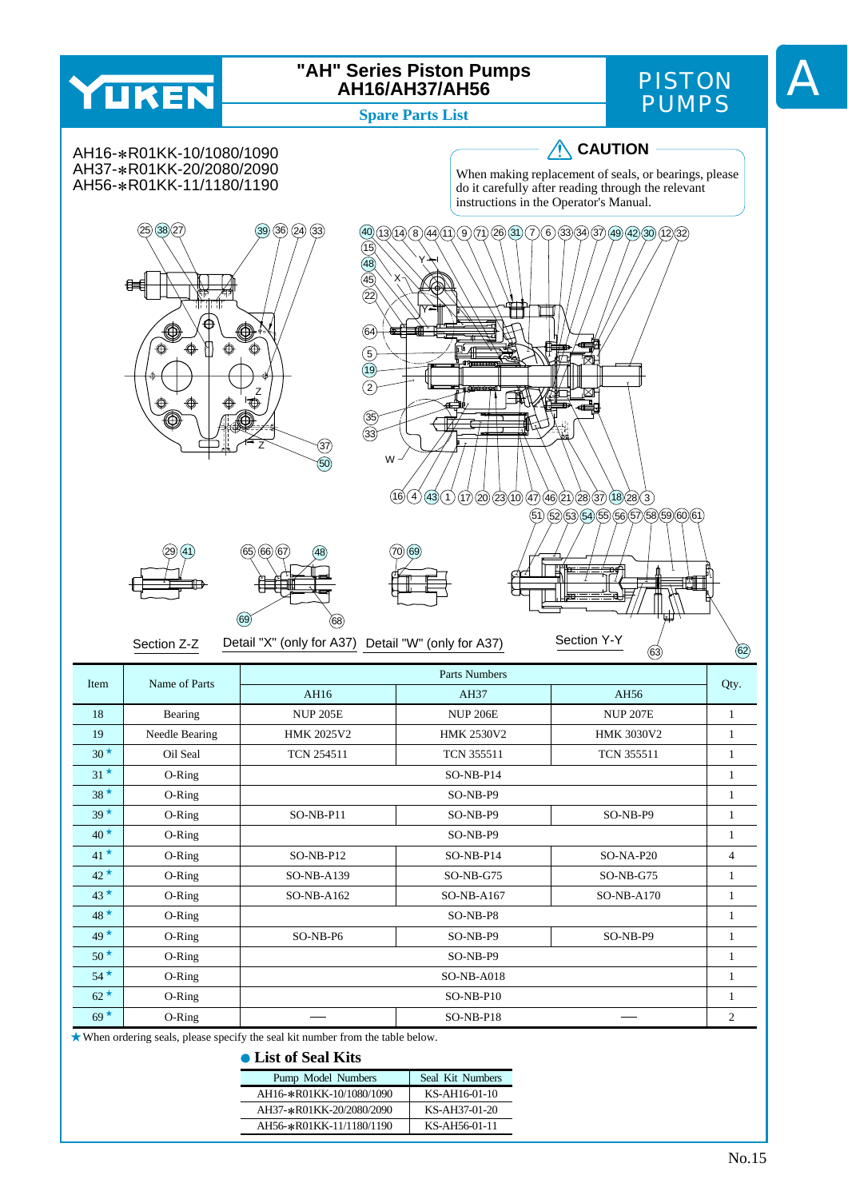# "AH" Series Piston Pumps AH16/AH37/AH56

## Spare Parts List

PISTON PUMPS

AH16-∗R01KK-10/1080/1090
AH37-∗R01KK-20/2080/2090
AH56-∗R01KK-11/1180/1190

**⚠ CAUTION**

When making replacement of seals, or bearings, please do it carefully after reading through the relevant instructions in the Operator's Manual.

Section Z-Z

Detail "X" (only for A37)

Detail "W" (only for A37)

Section Y-Y

| Item | Name of Parts | Parts Numbers | | | Qty. |
|---|---|---|---|---|---|
| | | AH16 | AH37 | AH56 | |
| 18 | Bearing | NUP 205E | NUP 206E | NUP 207E | 1 |
| 19 | Needle Bearing | HMK 2025V2 | HMK 2530V2 | HMK 3030V2 | 1 |
| 30 ★ | Oil Seal | TCN 254511 | TCN 355511 | TCN 355511 | 1 |
| 31 ★ | O-Ring | SO-NB-P14 | | | 1 |
| 38 ★ | O-Ring | SO-NB-P9 | | | 1 |
| 39 ★ | O-Ring | SO-NB-P11 | SO-NB-P9 | SO-NB-P9 | 1 |
| 40 ★ | O-Ring | SO-NB-P9 | | | 1 |
| 41 ★ | O-Ring | SO-NB-P12 | SO-NB-P14 | SO-NA-P20 | 4 |
| 42 ★ | O-Ring | SO-NB-A139 | SO-NB-G75 | SO-NB-G75 | 1 |
| 43 ★ | O-Ring | SO-NB-A162 | SO-NB-A167 | SO-NB-A170 | 1 |
| 48 ★ | O-Ring | SO-NB-P8 | | | 1 |
| 49 ★ | O-Ring | SO-NB-P6 | SO-NB-P9 | SO-NB-P9 | 1 |
| 50 ★ | O-Ring | SO-NB-P9 | | | 1 |
| 54 ★ | O-Ring | SO-NB-A018 | | | 1 |
| 62 ★ | O-Ring | SO-NB-P10 | | | 1 |
| 69 ★ | O-Ring | — | SO-NB-P18 | — | 2 |

★ When ordering seals, please specify the seal kit number from the table below.

### ● List of Seal Kits

| Pump Model Numbers | Seal Kit Numbers |
|---|---|
| AH16-∗R01KK-10/1080/1090 | KS-AH16-01-10 |
| AH37-∗R01KK-20/2080/2090 | KS-AH37-01-20 |
| AH56-∗R01KK-11/1180/1190 | KS-AH56-01-11 |